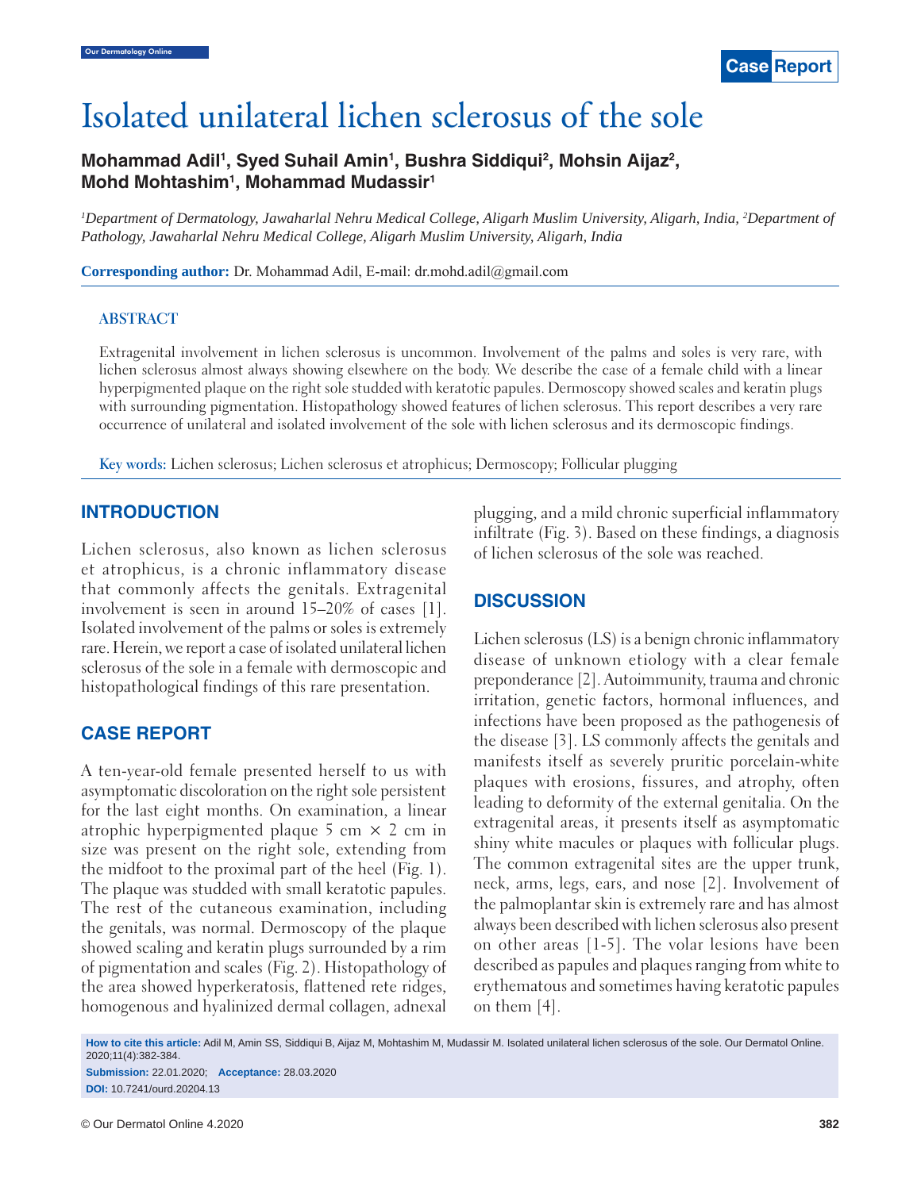Case Report

# Isolated unilateral lichen sclerosus of the sole

**Mohammad Adil[1], Syed Suhail Amin[1], Bushra Siddiqui[2], Mohsin Aijaz[2], Mohd Mohtashim[1], Mohammad Mudassir[1]**

*[1]Department of Dermatology, Jawaharlal Nehru Medical College, Aligarh Muslim University, Aligarh, India, [2]Department of Pathology, Jawaharlal Nehru Medical College, Aligarh Muslim University, Aligarh, India*

**Corresponding author:** Dr. Mohammad Adil, E-mail: dr.mohd.adil@gmail.com

## ABSTRACT

Extragenital involvement in lichen sclerosus is uncommon. Involvement of the palms and soles is very rare, with lichen sclerosus almost always showing elsewhere on the body. We describe the case of a female child with a linear hyperpigmented plaque on the right sole studded with keratotic papules. Dermoscopy showed scales and keratin plugs with surrounding pigmentation. Histopathology showed features of lichen sclerosus. This report describes a very rare occurrence of unilateral and isolated involvement of the sole with lichen sclerosus and its dermoscopic findings.

**Key words:** Lichen sclerosus; Lichen sclerosus et atrophicus; Dermoscopy; Follicular plugging

## INTRODUCTION

Lichen sclerosus, also known as lichen sclerosus et atrophicus, is a chronic inflammatory disease that commonly affects the genitals. Extragenital involvement is seen in around 15–20% of cases [1]. Isolated involvement of the palms or soles is extremely rare. Herein, we report a case of isolated unilateral lichen sclerosus of the sole in a female with dermoscopic and histopathological findings of this rare presentation.

## CASE REPORT

A ten-year-old female presented herself to us with asymptomatic discoloration on the right sole persistent for the last eight months. On examination, a linear atrophic hyperpigmented plaque 5 cm × 2 cm in size was present on the right sole, extending from the midfoot to the proximal part of the heel (Fig. 1). The plaque was studded with small keratotic papules. The rest of the cutaneous examination, including the genitals, was normal. Dermoscopy of the plaque showed scaling and keratin plugs surrounded by a rim of pigmentation and scales (Fig. 2). Histopathology of the area showed hyperkeratosis, flattened rete ridges, homogenous and hyalinized dermal collagen, adnexal plugging, and a mild chronic superficial inflammatory infiltrate (Fig. 3). Based on these findings, a diagnosis of lichen sclerosus of the sole was reached.

## DISCUSSION

Lichen sclerosus (LS) is a benign chronic inflammatory disease of unknown etiology with a clear female preponderance [2]. Autoimmunity, trauma and chronic irritation, genetic factors, hormonal influences, and infections have been proposed as the pathogenesis of the disease [3]. LS commonly affects the genitals and manifests itself as severely pruritic porcelain-white plaques with erosions, fissures, and atrophy, often leading to deformity of the external genitalia. On the extragenital areas, it presents itself as asymptomatic shiny white macules or plaques with follicular plugs. The common extragenital sites are the upper trunk, neck, arms, legs, ears, and nose [2]. Involvement of the palmoplantar skin is extremely rare and has almost always been described with lichen sclerosus also present on other areas [1-5]. The volar lesions have been described as papules and plaques ranging from white to erythematous and sometimes having keratotic papules on them [4].

**How to cite this article:** Adil M, Amin SS, Siddiqui B, Aijaz M, Mohtashim M, Mudassir M. Isolated unilateral lichen sclerosus of the sole. Our Dermatol Online. 2020;11(4):382-384.

**Submission:** 22.01.2020; **Acceptance:** 28.03.2020

**DOI:** 10.7241/ourd.20204.13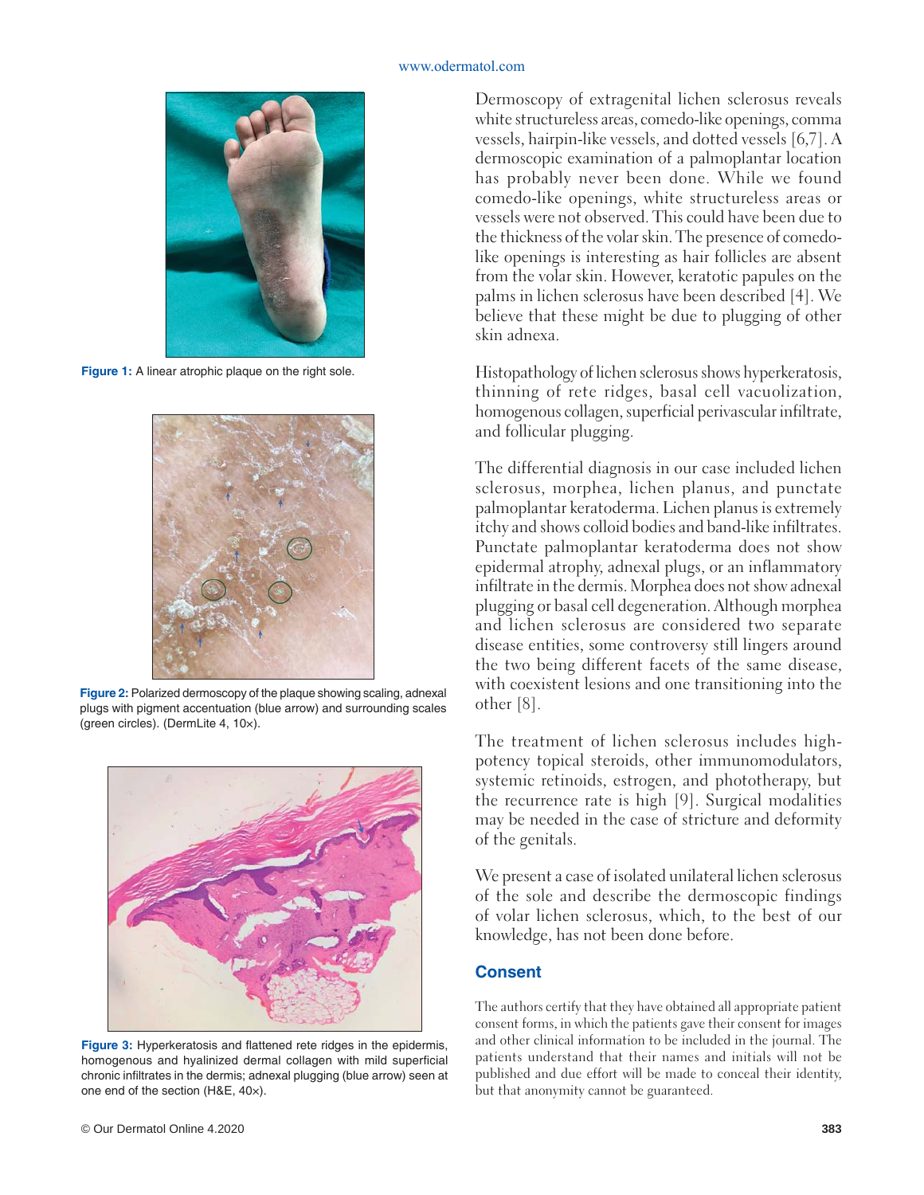Figure 1: A linear atrophic plaque on the right sole.

Figure 2: Polarized dermoscopy of the plaque showing scaling, adnexal plugs with pigment accentuation (blue arrow) and surrounding scales (green circles). (DermLite 4, 10×).

Figure 3: Hyperkeratosis and flattened rete ridges in the epidermis, homogenous and hyalinized dermal collagen with mild superficial chronic infiltrates in the dermis; adnexal plugging (blue arrow) seen at one end of the section (H&E, 40×).

Dermoscopy of extragenital lichen sclerosus reveals white structureless areas, comedo-like openings, comma vessels, hairpin-like vessels, and dotted vessels [6,7]. A dermoscopic examination of a palmoplantar location has probably never been done. While we found comedo-like openings, white structureless areas or vessels were not observed. This could have been due to the thickness of the volar skin. The presence of comedo-like openings is interesting as hair follicles are absent from the volar skin. However, keratotic papules on the palms in lichen sclerosus have been described [4]. We believe that these might be due to plugging of other skin adnexa.

Histopathology of lichen sclerosus shows hyperkeratosis, thinning of rete ridges, basal cell vacuolization, homogenous collagen, superficial perivascular infiltrate, and follicular plugging.

The differential diagnosis in our case included lichen sclerosus, morphea, lichen planus, and punctate palmoplantar keratoderma. Lichen planus is extremely itchy and shows colloid bodies and band-like infiltrates. Punctate palmoplantar keratoderma does not show epidermal atrophy, adnexal plugs, or an inflammatory infiltrate in the dermis. Morphea does not show adnexal plugging or basal cell degeneration. Although morphea and lichen sclerosus are considered two separate disease entities, some controversy still lingers around the two being different facets of the same disease, with coexistent lesions and one transitioning into the other [8].

The treatment of lichen sclerosus includes high-potency topical steroids, other immunomodulators, systemic retinoids, estrogen, and phototherapy, but the recurrence rate is high [9]. Surgical modalities may be needed in the case of stricture and deformity of the genitals.

We present a case of isolated unilateral lichen sclerosus of the sole and describe the dermoscopic findings of volar lichen sclerosus, which, to the best of our knowledge, has not been done before.

## Consent

The authors certify that they have obtained all appropriate patient consent forms, in which the patients gave their consent for images and other clinical information to be included in the journal. The patients understand that their names and initials will not be published and due effort will be made to conceal their identity, but that anonymity cannot be guaranteed.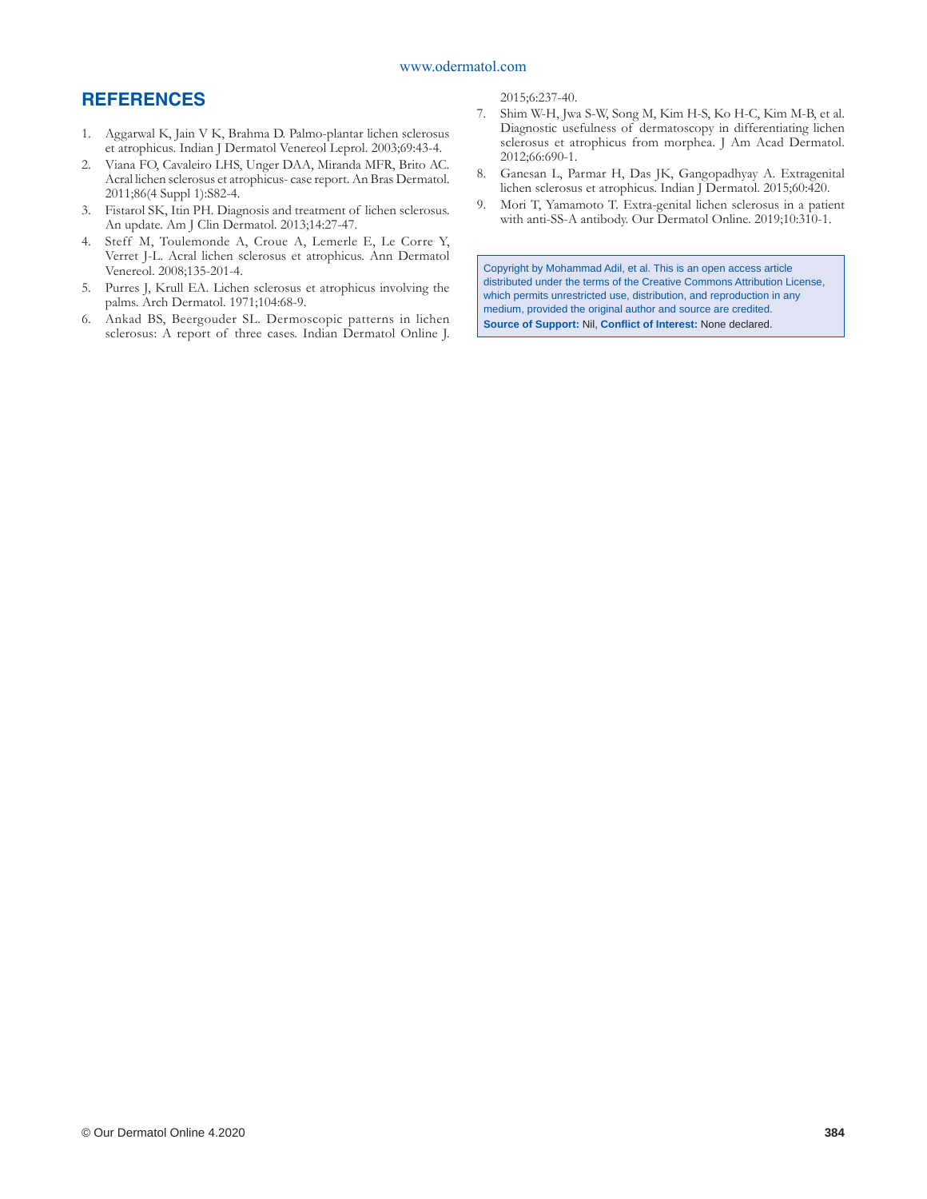## REFERENCES

1. Aggarwal K, Jain V K, Brahma D. Palmo-plantar lichen sclerosus et atrophicus. Indian J Dermatol Venereol Leprol. 2003;69:43-4.
2. Viana FO, Cavaleiro LHS, Unger DAA, Miranda MFR, Brito AC. Acral lichen sclerosus et atrophicus- case report. An Bras Dermatol. 2011;86(4 Suppl 1):S82-4.
3. Fistarol SK, Itin PH. Diagnosis and treatment of lichen sclerosus. An update. Am J Clin Dermatol. 2013;14:27-47.
4. Steff M, Toulemonde A, Croue A, Lemerle E, Le Corre Y, Verret J-L. Acral lichen sclerosus et atrophicus. Ann Dermatol Venereol. 2008;135-201-4.
5. Purres J, Krull EA. Lichen sclerosus et atrophicus involving the palms. Arch Dermatol. 1971;104:68-9.
6. Ankad BS, Beergouder SL. Dermoscopic patterns in lichen sclerosus: A report of three cases. Indian Dermatol Online J. 2015;6:237-40.
7. Shim W-H, Jwa S-W, Song M, Kim H-S, Ko H-C, Kim M-B, et al. Diagnostic usefulness of dermatoscopy in differentiating lichen sclerosus et atrophicus from morphea. J Am Acad Dermatol. 2012;66:690-1.
8. Ganesan L, Parmar H, Das JK, Gangopadhyay A. Extragenital lichen sclerosus et atrophicus. Indian J Dermatol. 2015;60:420.
9. Mori T, Yamamoto T. Extra-genital lichen sclerosus in a patient with anti-SS-A antibody. Our Dermatol Online. 2019;10:310-1.

Copyright by Mohammad Adil, et al. This is an open access article distributed under the terms of the Creative Commons Attribution License, which permits unrestricted use, distribution, and reproduction in any medium, provided the original author and source are credited.
**Source of Support:** Nil, **Conflict of Interest:** None declared.